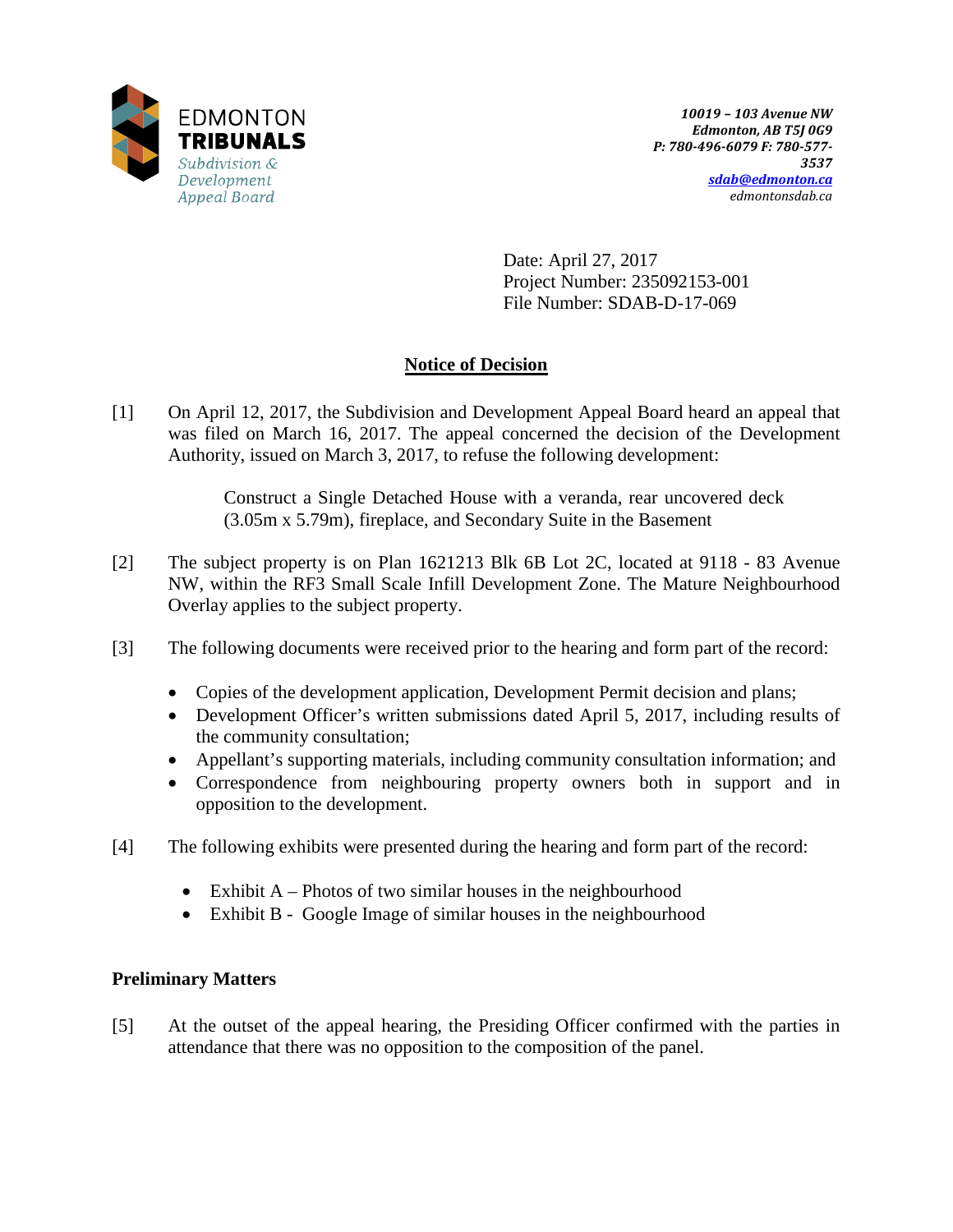EDMONTON
**TRIBUNALS**
*Subdivision & Development Appeal Board*

*10019 – 103 Avenue NW*
*Edmonton, AB T5J 0G9*
*P: 780-496-6079 F: 780-577-3537*
*sdab@edmonton.ca*
*edmontonsdab.ca*

Date: April 27, 2017
Project Number: 235092153-001
File Number: SDAB-D-17-069

## Notice of Decision

[1] On April 12, 2017, the Subdivision and Development Appeal Board heard an appeal that was filed on March 16, 2017. The appeal concerned the decision of the Development Authority, issued on March 3, 2017, to refuse the following development:

> Construct a Single Detached House with a veranda, rear uncovered deck (3.05m x 5.79m), fireplace, and Secondary Suite in the Basement

[2] The subject property is on Plan 1621213 Blk 6B Lot 2C, located at 9118 - 83 Avenue NW, within the RF3 Small Scale Infill Development Zone. The Mature Neighbourhood Overlay applies to the subject property.

[3] The following documents were received prior to the hearing and form part of the record:

- Copies of the development application, Development Permit decision and plans;
- Development Officer's written submissions dated April 5, 2017, including results of the community consultation;
- Appellant's supporting materials, including community consultation information; and
- Correspondence from neighbouring property owners both in support and in opposition to the development.

[4] The following exhibits were presented during the hearing and form part of the record:

- Exhibit A – Photos of two similar houses in the neighbourhood
- Exhibit B - Google Image of similar houses in the neighbourhood

### Preliminary Matters

[5] At the outset of the appeal hearing, the Presiding Officer confirmed with the parties in attendance that there was no opposition to the composition of the panel.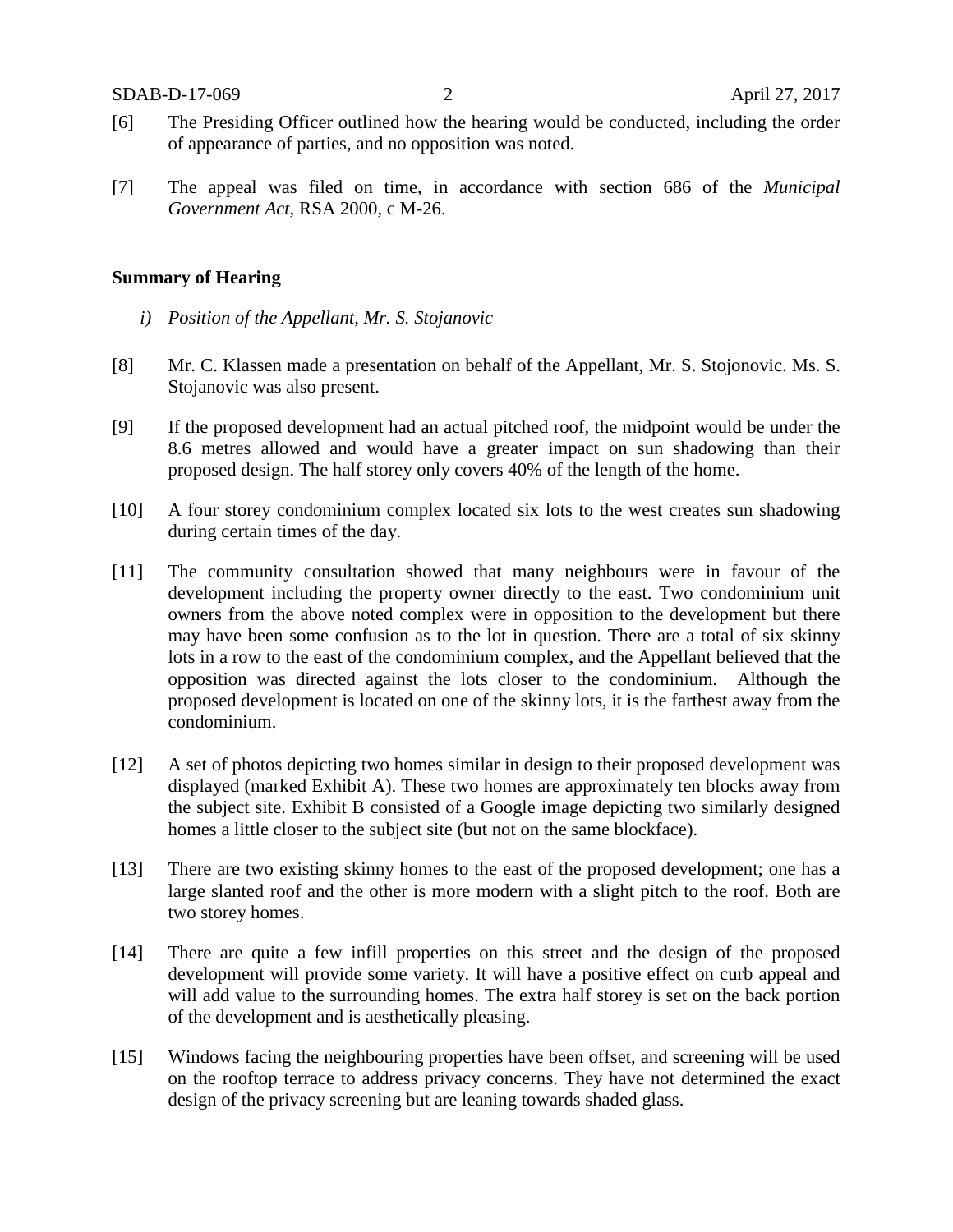[6] The Presiding Officer outlined how the hearing would be conducted, including the order of appearance of parties, and no opposition was noted.

[7] The appeal was filed on time, in accordance with section 686 of the *Municipal Government Act*, RSA 2000, c M-26.

**Summary of Hearing**

*i) Position of the Appellant, Mr. S. Stojanovic*

[8] Mr. C. Klassen made a presentation on behalf of the Appellant, Mr. S. Stojonovic. Ms. S. Stojanovic was also present.

[9] If the proposed development had an actual pitched roof, the midpoint would be under the 8.6 metres allowed and would have a greater impact on sun shadowing than their proposed design. The half storey only covers 40% of the length of the home.

[10] A four storey condominium complex located six lots to the west creates sun shadowing during certain times of the day.

[11] The community consultation showed that many neighbours were in favour of the development including the property owner directly to the east. Two condominium unit owners from the above noted complex were in opposition to the development but there may have been some confusion as to the lot in question. There are a total of six skinny lots in a row to the east of the condominium complex, and the Appellant believed that the opposition was directed against the lots closer to the condominium. Although the proposed development is located on one of the skinny lots, it is the farthest away from the condominium.

[12] A set of photos depicting two homes similar in design to their proposed development was displayed (marked Exhibit A). These two homes are approximately ten blocks away from the subject site. Exhibit B consisted of a Google image depicting two similarly designed homes a little closer to the subject site (but not on the same blockface).

[13] There are two existing skinny homes to the east of the proposed development; one has a large slanted roof and the other is more modern with a slight pitch to the roof. Both are two storey homes.

[14] There are quite a few infill properties on this street and the design of the proposed development will provide some variety. It will have a positive effect on curb appeal and will add value to the surrounding homes. The extra half storey is set on the back portion of the development and is aesthetically pleasing.

[15] Windows facing the neighbouring properties have been offset, and screening will be used on the rooftop terrace to address privacy concerns. They have not determined the exact design of the privacy screening but are leaning towards shaded glass.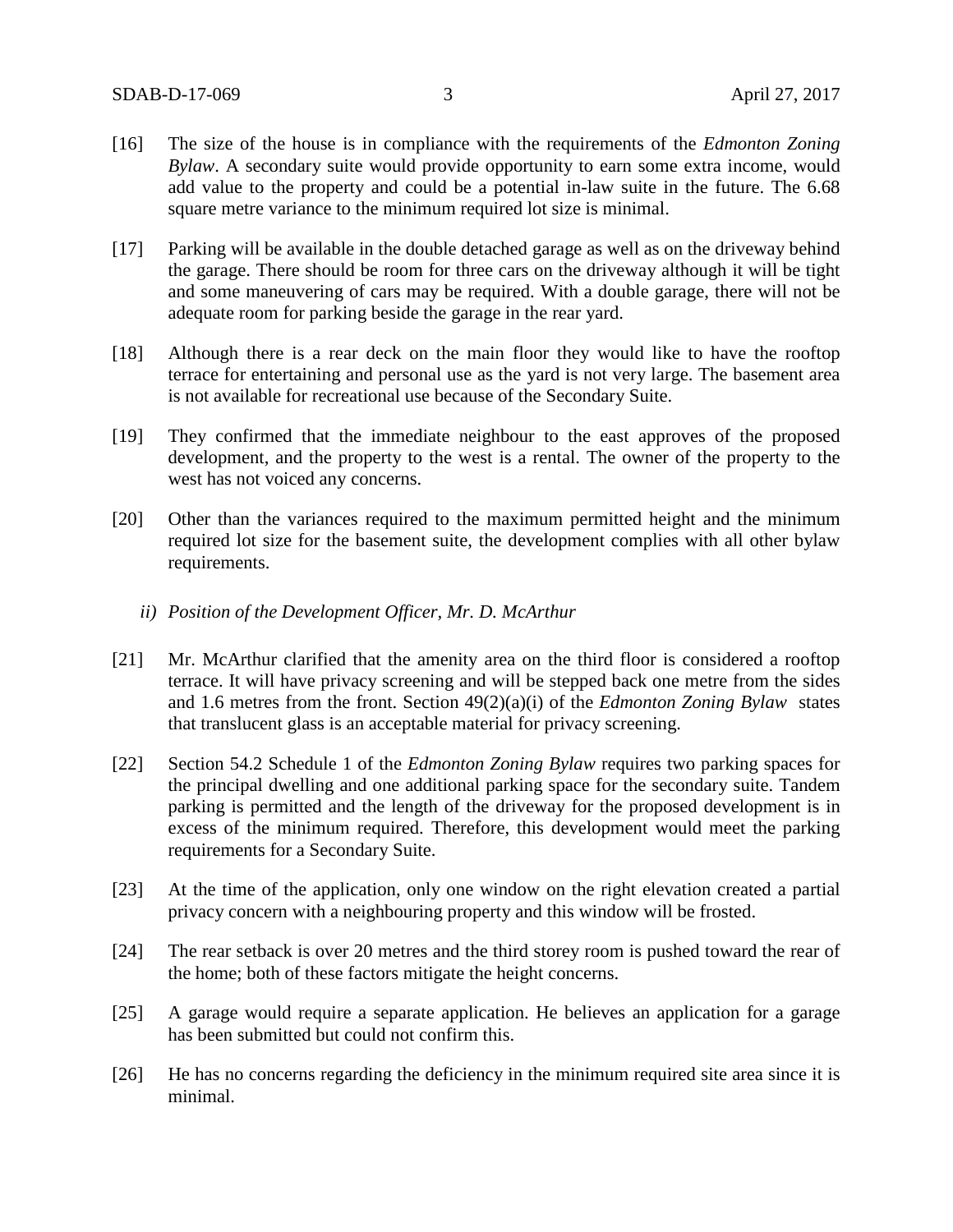[16] The size of the house is in compliance with the requirements of the *Edmonton Zoning Bylaw*. A secondary suite would provide opportunity to earn some extra income, would add value to the property and could be a potential in-law suite in the future. The 6.68 square metre variance to the minimum required lot size is minimal.

[17] Parking will be available in the double detached garage as well as on the driveway behind the garage. There should be room for three cars on the driveway although it will be tight and some maneuvering of cars may be required. With a double garage, there will not be adequate room for parking beside the garage in the rear yard.

[18] Although there is a rear deck on the main floor they would like to have the rooftop terrace for entertaining and personal use as the yard is not very large. The basement area is not available for recreational use because of the Secondary Suite.

[19] They confirmed that the immediate neighbour to the east approves of the proposed development, and the property to the west is a rental. The owner of the property to the west has not voiced any concerns.

[20] Other than the variances required to the maximum permitted height and the minimum required lot size for the basement suite, the development complies with all other bylaw requirements.

*ii) Position of the Development Officer, Mr. D. McArthur*

[21] Mr. McArthur clarified that the amenity area on the third floor is considered a rooftop terrace. It will have privacy screening and will be stepped back one metre from the sides and 1.6 metres from the front. Section 49(2)(a)(i) of the *Edmonton Zoning Bylaw* states that translucent glass is an acceptable material for privacy screening.

[22] Section 54.2 Schedule 1 of the *Edmonton Zoning Bylaw* requires two parking spaces for the principal dwelling and one additional parking space for the secondary suite. Tandem parking is permitted and the length of the driveway for the proposed development is in excess of the minimum required. Therefore, this development would meet the parking requirements for a Secondary Suite.

[23] At the time of the application, only one window on the right elevation created a partial privacy concern with a neighbouring property and this window will be frosted.

[24] The rear setback is over 20 metres and the third storey room is pushed toward the rear of the home; both of these factors mitigate the height concerns.

[25] A garage would require a separate application. He believes an application for a garage has been submitted but could not confirm this.

[26] He has no concerns regarding the deficiency in the minimum required site area since it is minimal.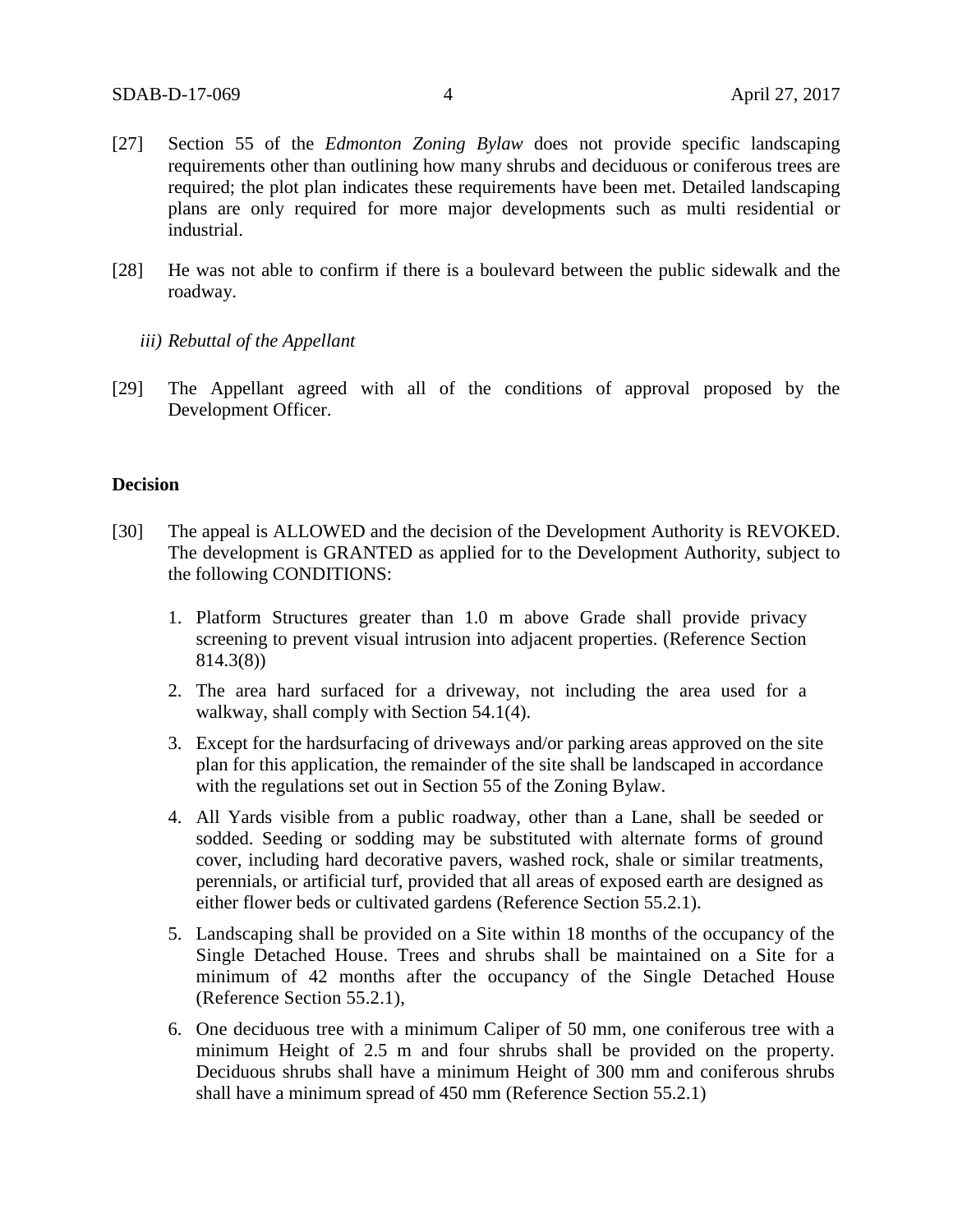[27] Section 55 of the *Edmonton Zoning Bylaw* does not provide specific landscaping requirements other than outlining how many shrubs and deciduous or coniferous trees are required; the plot plan indicates these requirements have been met. Detailed landscaping plans are only required for more major developments such as multi residential or industrial.

[28] He was not able to confirm if there is a boulevard between the public sidewalk and the roadway.

*iii) Rebuttal of the Appellant*

[29] The Appellant agreed with all of the conditions of approval proposed by the Development Officer.

**Decision**

[30] The appeal is ALLOWED and the decision of the Development Authority is REVOKED. The development is GRANTED as applied for to the Development Authority, subject to the following CONDITIONS:

1. Platform Structures greater than 1.0 m above Grade shall provide privacy screening to prevent visual intrusion into adjacent properties. (Reference Section 814.3(8))
2. The area hard surfaced for a driveway, not including the area used for a walkway, shall comply with Section 54.1(4).
3. Except for the hardsurfacing of driveways and/or parking areas approved on the site plan for this application, the remainder of the site shall be landscaped in accordance with the regulations set out in Section 55 of the Zoning Bylaw.
4. All Yards visible from a public roadway, other than a Lane, shall be seeded or sodded. Seeding or sodding may be substituted with alternate forms of ground cover, including hard decorative pavers, washed rock, shale or similar treatments, perennials, or artificial turf, provided that all areas of exposed earth are designed as either flower beds or cultivated gardens (Reference Section 55.2.1).
5. Landscaping shall be provided on a Site within 18 months of the occupancy of the Single Detached House. Trees and shrubs shall be maintained on a Site for a minimum of 42 months after the occupancy of the Single Detached House (Reference Section 55.2.1),
6. One deciduous tree with a minimum Caliper of 50 mm, one coniferous tree with a minimum Height of 2.5 m and four shrubs shall be provided on the property. Deciduous shrubs shall have a minimum Height of 300 mm and coniferous shrubs shall have a minimum spread of 450 mm (Reference Section 55.2.1)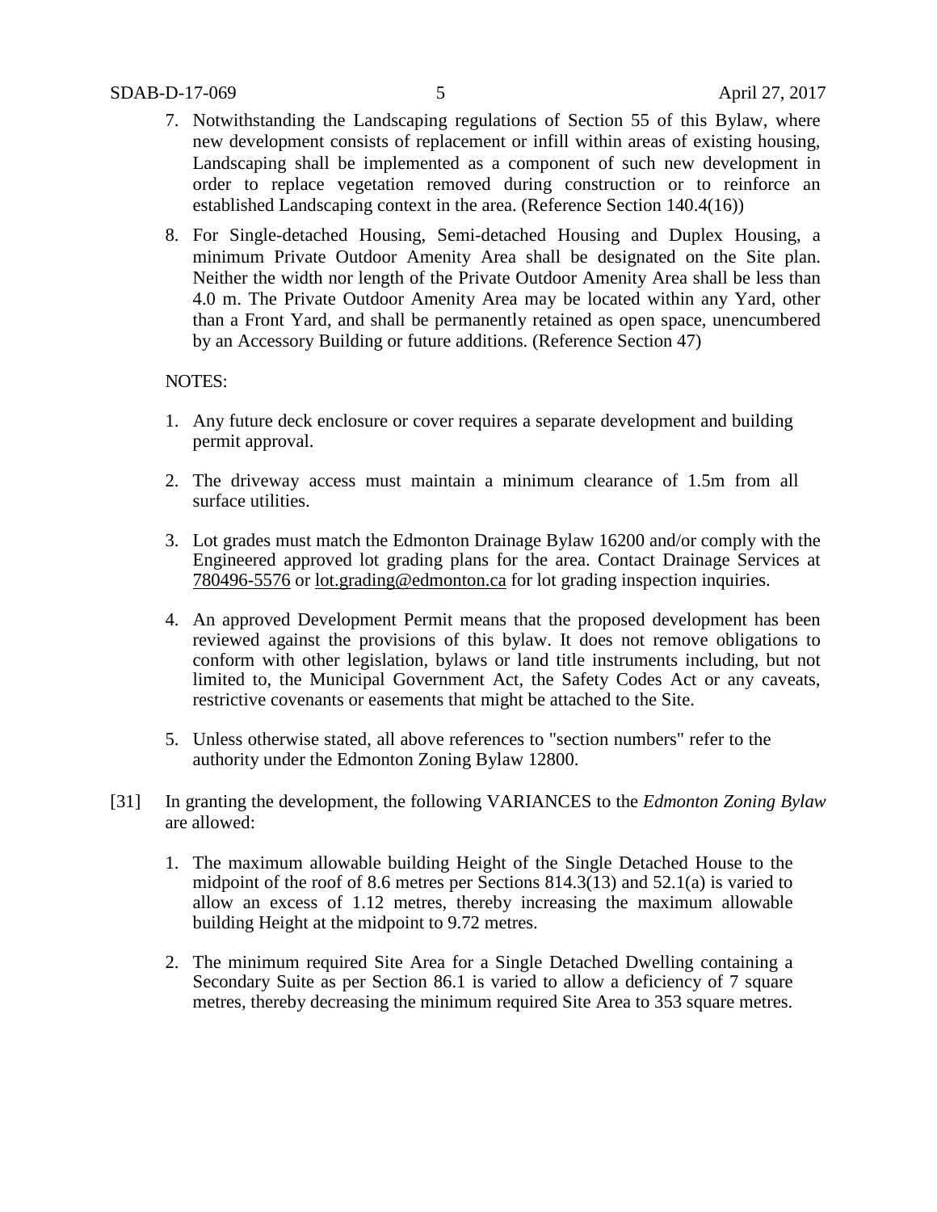7. Notwithstanding the Landscaping regulations of Section 55 of this Bylaw, where new development consists of replacement or infill within areas of existing housing, Landscaping shall be implemented as a component of such new development in order to replace vegetation removed during construction or to reinforce an established Landscaping context in the area. (Reference Section 140.4(16))

8. For Single-detached Housing, Semi-detached Housing and Duplex Housing, a minimum Private Outdoor Amenity Area shall be designated on the Site plan. Neither the width nor length of the Private Outdoor Amenity Area shall be less than 4.0 m. The Private Outdoor Amenity Area may be located within any Yard, other than a Front Yard, and shall be permanently retained as open space, unencumbered by an Accessory Building or future additions. (Reference Section 47)

NOTES:

1. Any future deck enclosure or cover requires a separate development and building permit approval.

2. The driveway access must maintain a minimum clearance of 1.5m from all surface utilities.

3. Lot grades must match the Edmonton Drainage Bylaw 16200 and/or comply with the Engineered approved lot grading plans for the area. Contact Drainage Services at 780496-5576 or lot.grading@edmonton.ca for lot grading inspection inquiries.

4. An approved Development Permit means that the proposed development has been reviewed against the provisions of this bylaw. It does not remove obligations to conform with other legislation, bylaws or land title instruments including, but not limited to, the Municipal Government Act, the Safety Codes Act or any caveats, restrictive covenants or easements that might be attached to the Site.

5. Unless otherwise stated, all above references to "section numbers" refer to the authority under the Edmonton Zoning Bylaw 12800.

[31] In granting the development, the following VARIANCES to the *Edmonton Zoning Bylaw* are allowed:

1. The maximum allowable building Height of the Single Detached House to the midpoint of the roof of 8.6 metres per Sections 814.3(13) and 52.1(a) is varied to allow an excess of 1.12 metres, thereby increasing the maximum allowable building Height at the midpoint to 9.72 metres.

2. The minimum required Site Area for a Single Detached Dwelling containing a Secondary Suite as per Section 86.1 is varied to allow a deficiency of 7 square metres, thereby decreasing the minimum required Site Area to 353 square metres.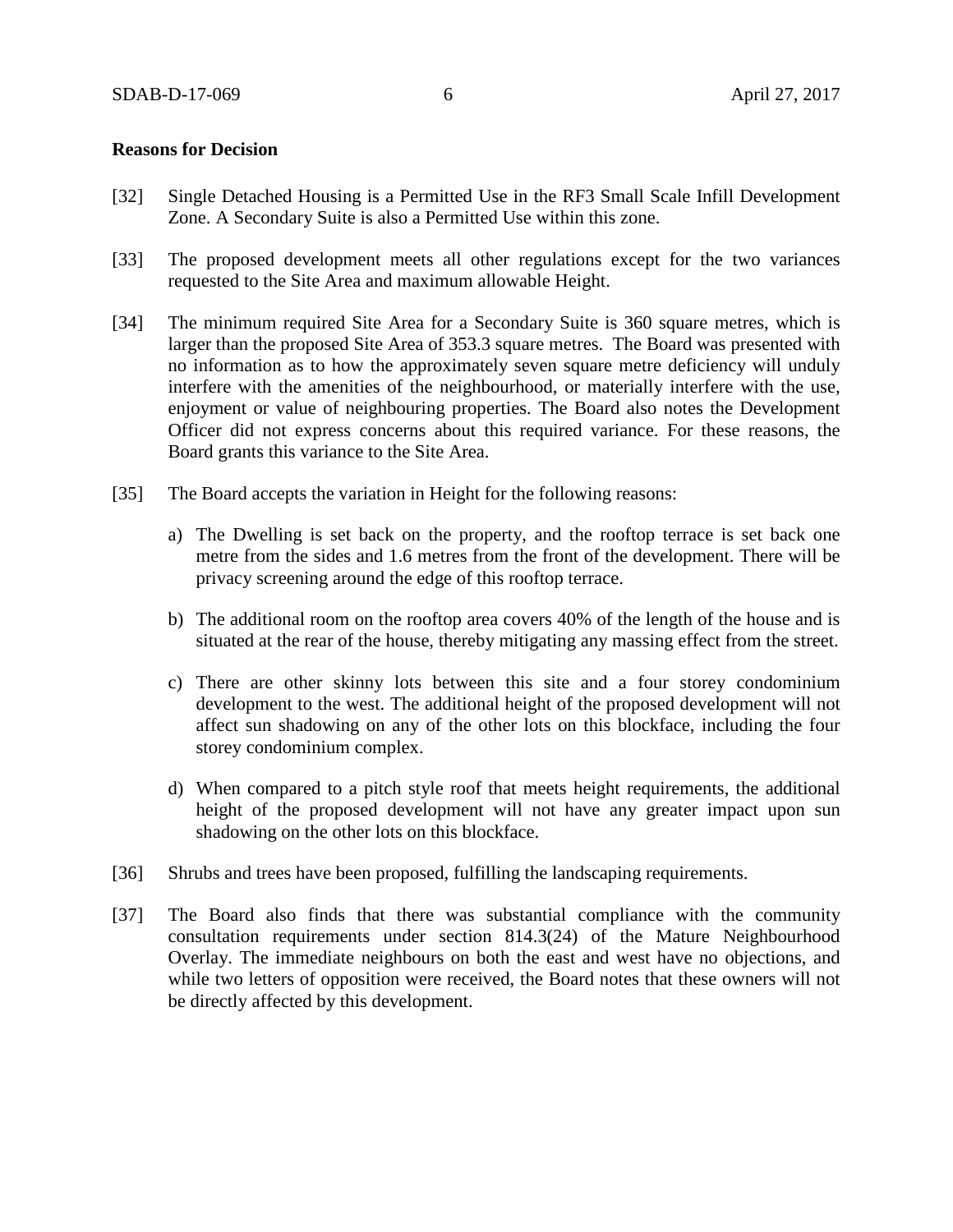**Reasons for Decision**

[32] Single Detached Housing is a Permitted Use in the RF3 Small Scale Infill Development Zone. A Secondary Suite is also a Permitted Use within this zone.

[33] The proposed development meets all other regulations except for the two variances requested to the Site Area and maximum allowable Height.

[34] The minimum required Site Area for a Secondary Suite is 360 square metres, which is larger than the proposed Site Area of 353.3 square metres. The Board was presented with no information as to how the approximately seven square metre deficiency will unduly interfere with the amenities of the neighbourhood, or materially interfere with the use, enjoyment or value of neighbouring properties. The Board also notes the Development Officer did not express concerns about this required variance. For these reasons, the Board grants this variance to the Site Area.

[35] The Board accepts the variation in Height for the following reasons:

a) The Dwelling is set back on the property, and the rooftop terrace is set back one metre from the sides and 1.6 metres from the front of the development. There will be privacy screening around the edge of this rooftop terrace.

b) The additional room on the rooftop area covers 40% of the length of the house and is situated at the rear of the house, thereby mitigating any massing effect from the street.

c) There are other skinny lots between this site and a four storey condominium development to the west. The additional height of the proposed development will not affect sun shadowing on any of the other lots on this blockface, including the four storey condominium complex.

d) When compared to a pitch style roof that meets height requirements, the additional height of the proposed development will not have any greater impact upon sun shadowing on the other lots on this blockface.

[36] Shrubs and trees have been proposed, fulfilling the landscaping requirements.

[37] The Board also finds that there was substantial compliance with the community consultation requirements under section 814.3(24) of the Mature Neighbourhood Overlay. The immediate neighbours on both the east and west have no objections, and while two letters of opposition were received, the Board notes that these owners will not be directly affected by this development.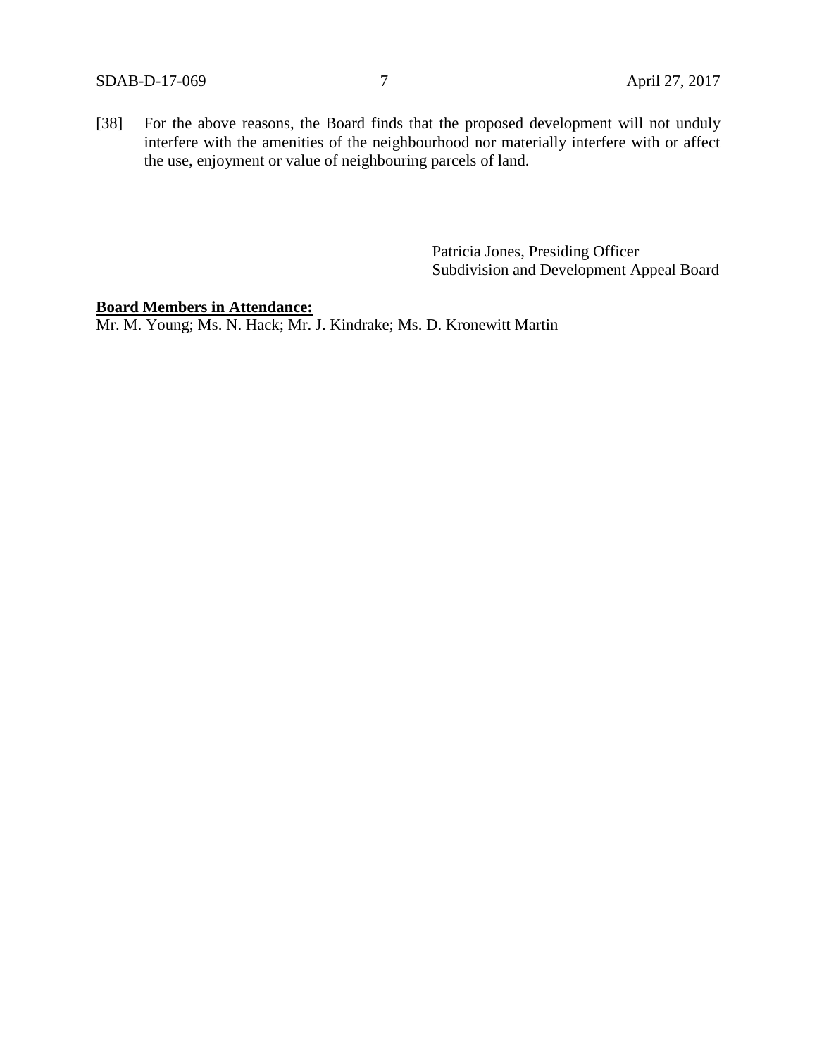[38] For the above reasons, the Board finds that the proposed development will not unduly interfere with the amenities of the neighbourhood nor materially interfere with or affect the use, enjoyment or value of neighbouring parcels of land.

Patricia Jones, Presiding Officer
Subdivision and Development Appeal Board

**Board Members in Attendance:**
Mr. M. Young; Ms. N. Hack; Mr. J. Kindrake; Ms. D. Kronewitt Martin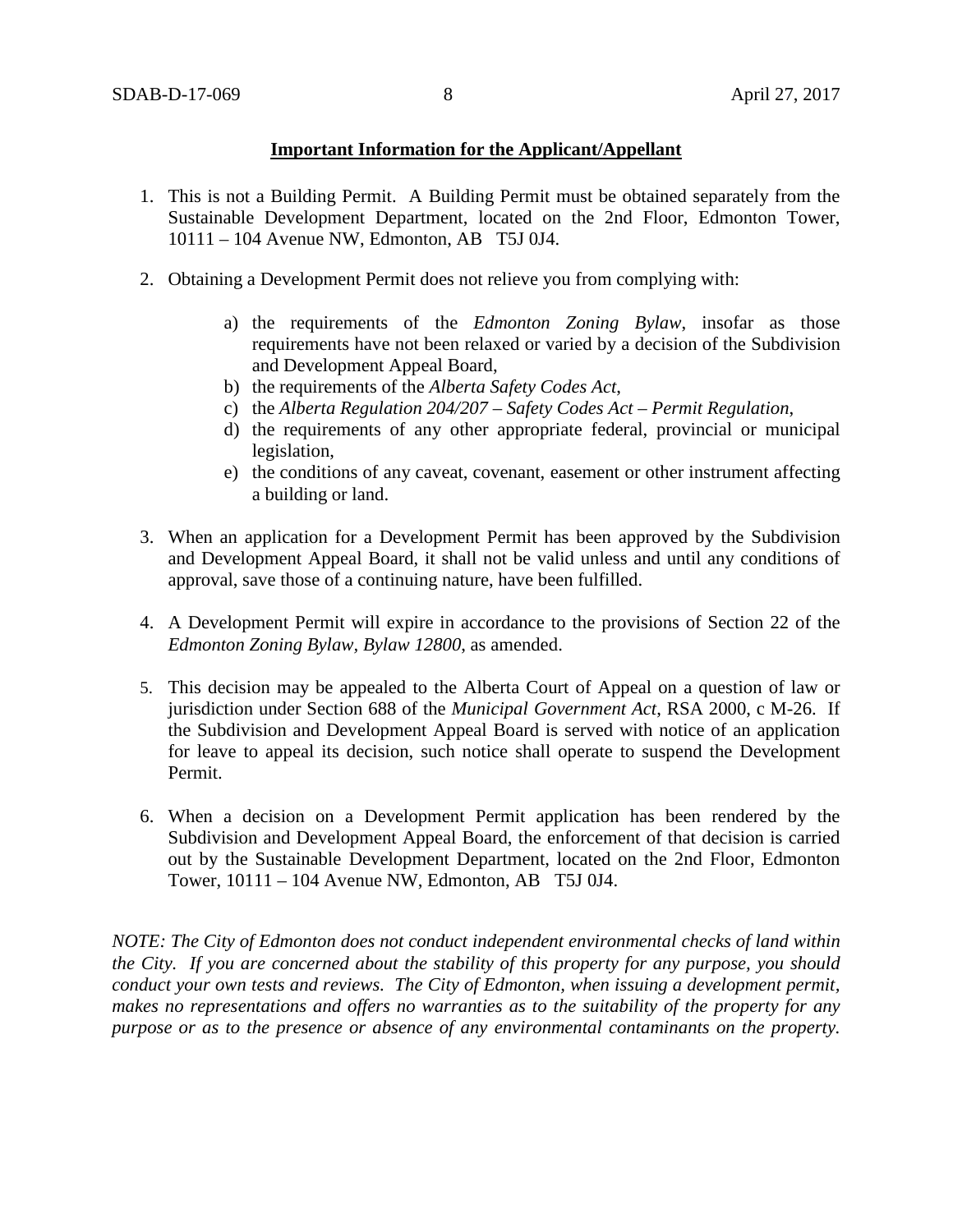**Important Information for the Applicant/Appellant**

1. This is not a Building Permit. A Building Permit must be obtained separately from the Sustainable Development Department, located on the 2nd Floor, Edmonton Tower, 10111 – 104 Avenue NW, Edmonton, AB T5J 0J4.

2. Obtaining a Development Permit does not relieve you from complying with:

    a) the requirements of the *Edmonton Zoning Bylaw*, insofar as those requirements have not been relaxed or varied by a decision of the Subdivision and Development Appeal Board,
    b) the requirements of the *Alberta Safety Codes Act*,
    c) the *Alberta Regulation 204/207 – Safety Codes Act – Permit Regulation*,
    d) the requirements of any other appropriate federal, provincial or municipal legislation,
    e) the conditions of any caveat, covenant, easement or other instrument affecting a building or land.

3. When an application for a Development Permit has been approved by the Subdivision and Development Appeal Board, it shall not be valid unless and until any conditions of approval, save those of a continuing nature, have been fulfilled.

4. A Development Permit will expire in accordance to the provisions of Section 22 of the *Edmonton Zoning Bylaw, Bylaw 12800*, as amended.

5. This decision may be appealed to the Alberta Court of Appeal on a question of law or jurisdiction under Section 688 of the *Municipal Government Act*, RSA 2000, c M-26. If the Subdivision and Development Appeal Board is served with notice of an application for leave to appeal its decision, such notice shall operate to suspend the Development Permit.

6. When a decision on a Development Permit application has been rendered by the Subdivision and Development Appeal Board, the enforcement of that decision is carried out by the Sustainable Development Department, located on the 2nd Floor, Edmonton Tower, 10111 – 104 Avenue NW, Edmonton, AB T5J 0J4.

*NOTE: The City of Edmonton does not conduct independent environmental checks of land within the City. If you are concerned about the stability of this property for any purpose, you should conduct your own tests and reviews. The City of Edmonton, when issuing a development permit, makes no representations and offers no warranties as to the suitability of the property for any purpose or as to the presence or absence of any environmental contaminants on the property.*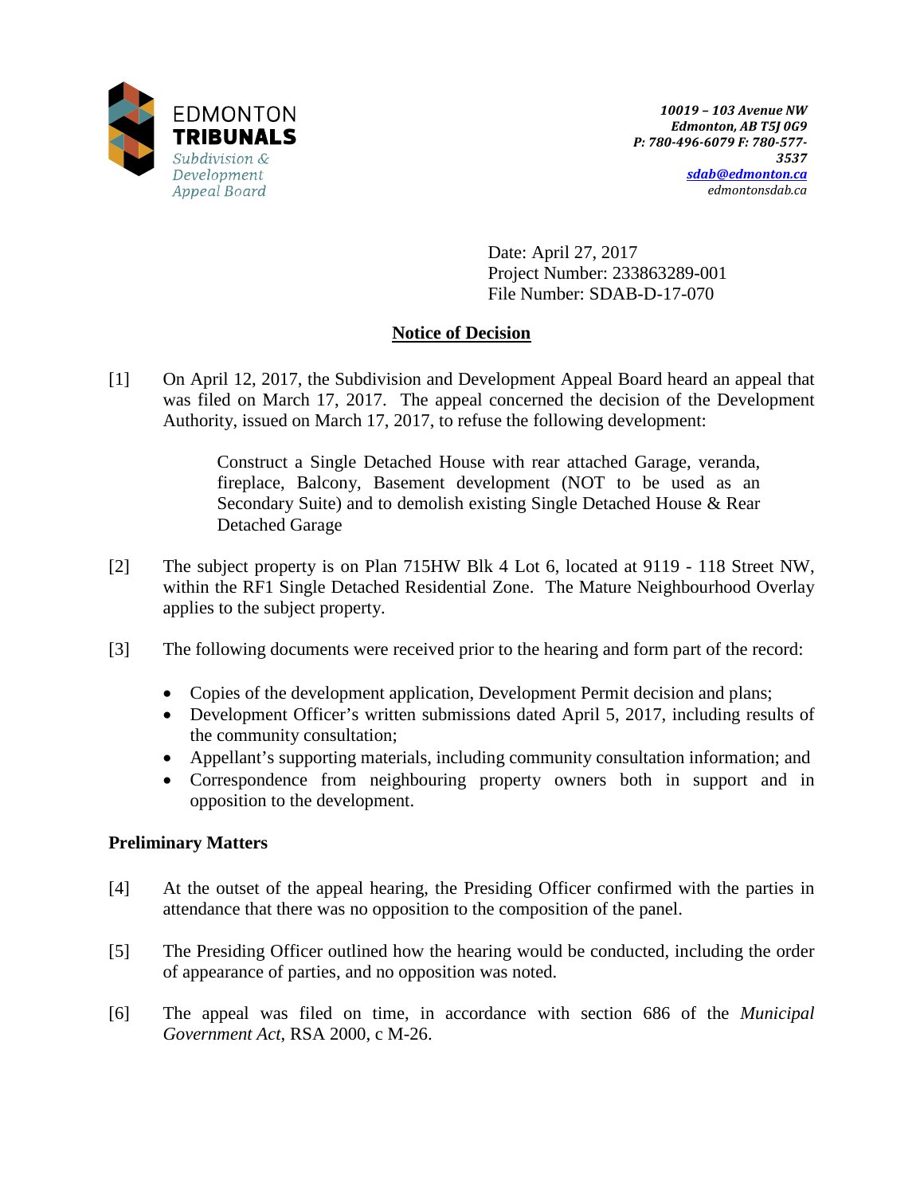EDMONTON
**TRIBUNALS**
*Subdivision & Development Appeal Board*

*10019 – 103 Avenue NW*
*Edmonton, AB T5J 0G9*
*P: 780-496-6079 F: 780-577-3537*
*sdab@edmonton.ca*
*edmontonsdab.ca*

Date: April 27, 2017
Project Number: 233863289-001
File Number: SDAB-D-17-070

## Notice of Decision

[1] On April 12, 2017, the Subdivision and Development Appeal Board heard an appeal that was filed on March 17, 2017. The appeal concerned the decision of the Development Authority, issued on March 17, 2017, to refuse the following development:

> Construct a Single Detached House with rear attached Garage, veranda, fireplace, Balcony, Basement development (NOT to be used as an Secondary Suite) and to demolish existing Single Detached House & Rear Detached Garage

[2] The subject property is on Plan 715HW Blk 4 Lot 6, located at 9119 - 118 Street NW, within the RF1 Single Detached Residential Zone. The Mature Neighbourhood Overlay applies to the subject property.

[3] The following documents were received prior to the hearing and form part of the record:

- Copies of the development application, Development Permit decision and plans;
- Development Officer's written submissions dated April 5, 2017, including results of the community consultation;
- Appellant's supporting materials, including community consultation information; and
- Correspondence from neighbouring property owners both in support and in opposition to the development.

### Preliminary Matters

[4] At the outset of the appeal hearing, the Presiding Officer confirmed with the parties in attendance that there was no opposition to the composition of the panel.

[5] The Presiding Officer outlined how the hearing would be conducted, including the order of appearance of parties, and no opposition was noted.

[6] The appeal was filed on time, in accordance with section 686 of the *Municipal Government Act*, RSA 2000, c M-26.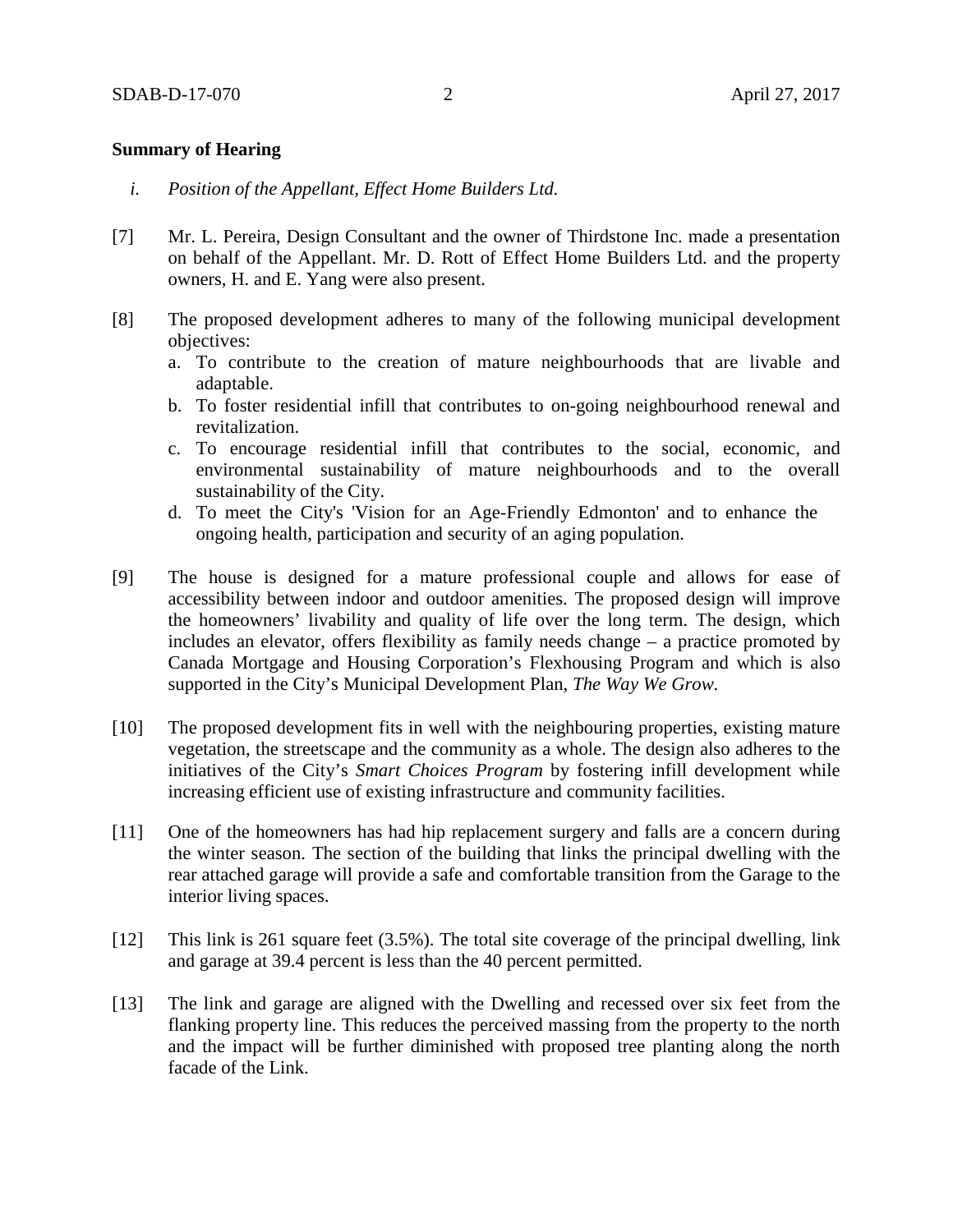**Summary of Hearing**

*i. Position of the Appellant, Effect Home Builders Ltd.*

[7] Mr. L. Pereira, Design Consultant and the owner of Thirdstone Inc. made a presentation on behalf of the Appellant. Mr. D. Rott of Effect Home Builders Ltd. and the property owners, H. and E. Yang were also present.

[8] The proposed development adheres to many of the following municipal development objectives:

a. To contribute to the creation of mature neighbourhoods that are livable and adaptable.
b. To foster residential infill that contributes to on-going neighbourhood renewal and revitalization.
c. To encourage residential infill that contributes to the social, economic, and environmental sustainability of mature neighbourhoods and to the overall sustainability of the City.
d. To meet the City's 'Vision for an Age-Friendly Edmonton' and to enhance the ongoing health, participation and security of an aging population.

[9] The house is designed for a mature professional couple and allows for ease of accessibility between indoor and outdoor amenities. The proposed design will improve the homeowners' livability and quality of life over the long term. The design, which includes an elevator, offers flexibility as family needs change – a practice promoted by Canada Mortgage and Housing Corporation's Flexhousing Program and which is also supported in the City's Municipal Development Plan, *The Way We Grow.*

[10] The proposed development fits in well with the neighbouring properties, existing mature vegetation, the streetscape and the community as a whole. The design also adheres to the initiatives of the City's *Smart Choices Program* by fostering infill development while increasing efficient use of existing infrastructure and community facilities.

[11] One of the homeowners has had hip replacement surgery and falls are a concern during the winter season. The section of the building that links the principal dwelling with the rear attached garage will provide a safe and comfortable transition from the Garage to the interior living spaces.

[12] This link is 261 square feet (3.5%). The total site coverage of the principal dwelling, link and garage at 39.4 percent is less than the 40 percent permitted.

[13] The link and garage are aligned with the Dwelling and recessed over six feet from the flanking property line. This reduces the perceived massing from the property to the north and the impact will be further diminished with proposed tree planting along the north facade of the Link.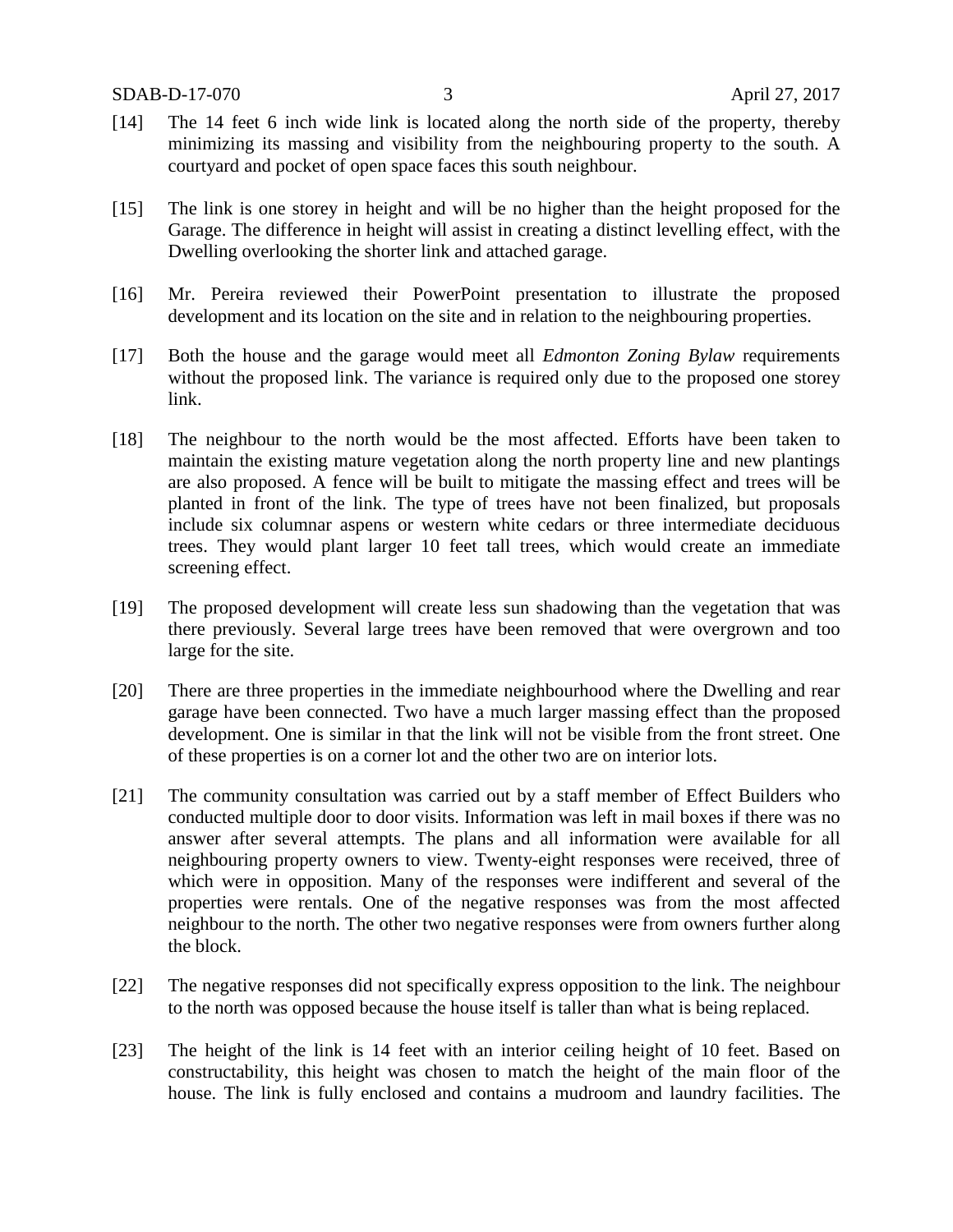[14] The 14 feet 6 inch wide link is located along the north side of the property, thereby minimizing its massing and visibility from the neighbouring property to the south. A courtyard and pocket of open space faces this south neighbour.

[15] The link is one storey in height and will be no higher than the height proposed for the Garage. The difference in height will assist in creating a distinct levelling effect, with the Dwelling overlooking the shorter link and attached garage.

[16] Mr. Pereira reviewed their PowerPoint presentation to illustrate the proposed development and its location on the site and in relation to the neighbouring properties.

[17] Both the house and the garage would meet all *Edmonton Zoning Bylaw* requirements without the proposed link. The variance is required only due to the proposed one storey link.

[18] The neighbour to the north would be the most affected. Efforts have been taken to maintain the existing mature vegetation along the north property line and new plantings are also proposed. A fence will be built to mitigate the massing effect and trees will be planted in front of the link. The type of trees have not been finalized, but proposals include six columnar aspens or western white cedars or three intermediate deciduous trees. They would plant larger 10 feet tall trees, which would create an immediate screening effect.

[19] The proposed development will create less sun shadowing than the vegetation that was there previously. Several large trees have been removed that were overgrown and too large for the site.

[20] There are three properties in the immediate neighbourhood where the Dwelling and rear garage have been connected. Two have a much larger massing effect than the proposed development. One is similar in that the link will not be visible from the front street. One of these properties is on a corner lot and the other two are on interior lots.

[21] The community consultation was carried out by a staff member of Effect Builders who conducted multiple door to door visits. Information was left in mail boxes if there was no answer after several attempts. The plans and all information were available for all neighbouring property owners to view. Twenty-eight responses were received, three of which were in opposition. Many of the responses were indifferent and several of the properties were rentals. One of the negative responses was from the most affected neighbour to the north. The other two negative responses were from owners further along the block.

[22] The negative responses did not specifically express opposition to the link. The neighbour to the north was opposed because the house itself is taller than what is being replaced.

[23] The height of the link is 14 feet with an interior ceiling height of 10 feet. Based on constructability, this height was chosen to match the height of the main floor of the house. The link is fully enclosed and contains a mudroom and laundry facilities. The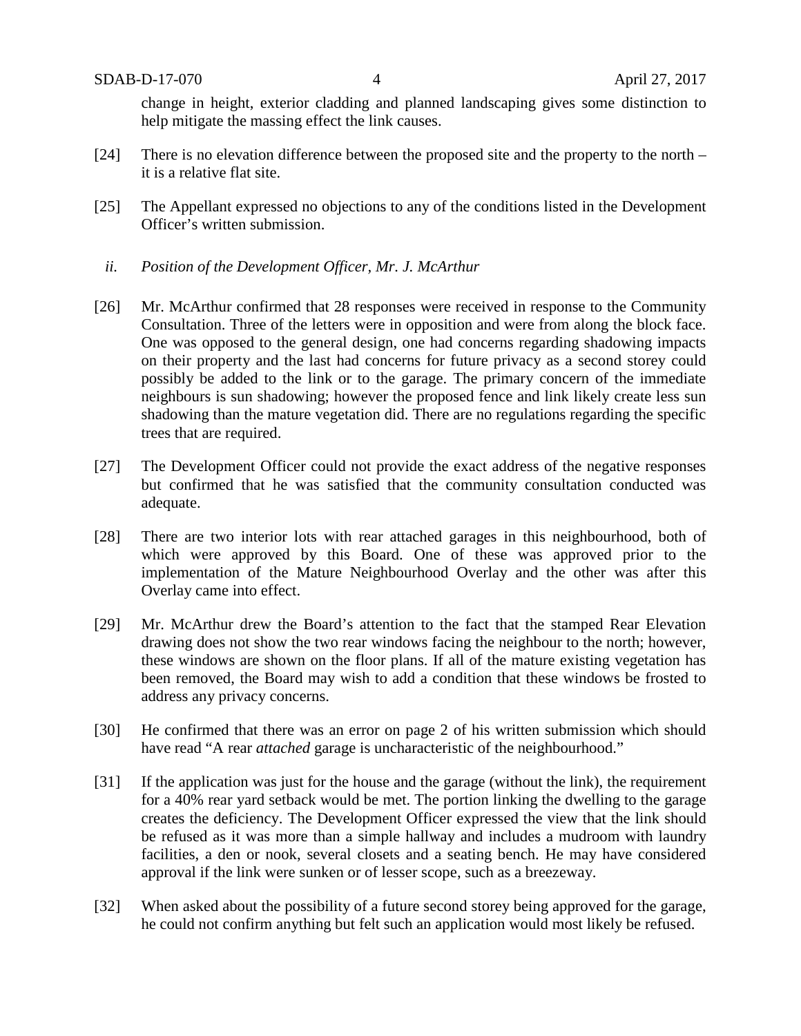change in height, exterior cladding and planned landscaping gives some distinction to help mitigate the massing effect the link causes.

[24] There is no elevation difference between the proposed site and the property to the north – it is a relative flat site.

[25] The Appellant expressed no objections to any of the conditions listed in the Development Officer's written submission.

*ii. Position of the Development Officer, Mr. J. McArthur*

[26] Mr. McArthur confirmed that 28 responses were received in response to the Community Consultation. Three of the letters were in opposition and were from along the block face. One was opposed to the general design, one had concerns regarding shadowing impacts on their property and the last had concerns for future privacy as a second storey could possibly be added to the link or to the garage. The primary concern of the immediate neighbours is sun shadowing; however the proposed fence and link likely create less sun shadowing than the mature vegetation did. There are no regulations regarding the specific trees that are required.

[27] The Development Officer could not provide the exact address of the negative responses but confirmed that he was satisfied that the community consultation conducted was adequate.

[28] There are two interior lots with rear attached garages in this neighbourhood, both of which were approved by this Board. One of these was approved prior to the implementation of the Mature Neighbourhood Overlay and the other was after this Overlay came into effect.

[29] Mr. McArthur drew the Board's attention to the fact that the stamped Rear Elevation drawing does not show the two rear windows facing the neighbour to the north; however, these windows are shown on the floor plans. If all of the mature existing vegetation has been removed, the Board may wish to add a condition that these windows be frosted to address any privacy concerns.

[30] He confirmed that there was an error on page 2 of his written submission which should have read "A rear *attached* garage is uncharacteristic of the neighbourhood."

[31] If the application was just for the house and the garage (without the link), the requirement for a 40% rear yard setback would be met. The portion linking the dwelling to the garage creates the deficiency. The Development Officer expressed the view that the link should be refused as it was more than a simple hallway and includes a mudroom with laundry facilities, a den or nook, several closets and a seating bench. He may have considered approval if the link were sunken or of lesser scope, such as a breezeway.

[32] When asked about the possibility of a future second storey being approved for the garage, he could not confirm anything but felt such an application would most likely be refused.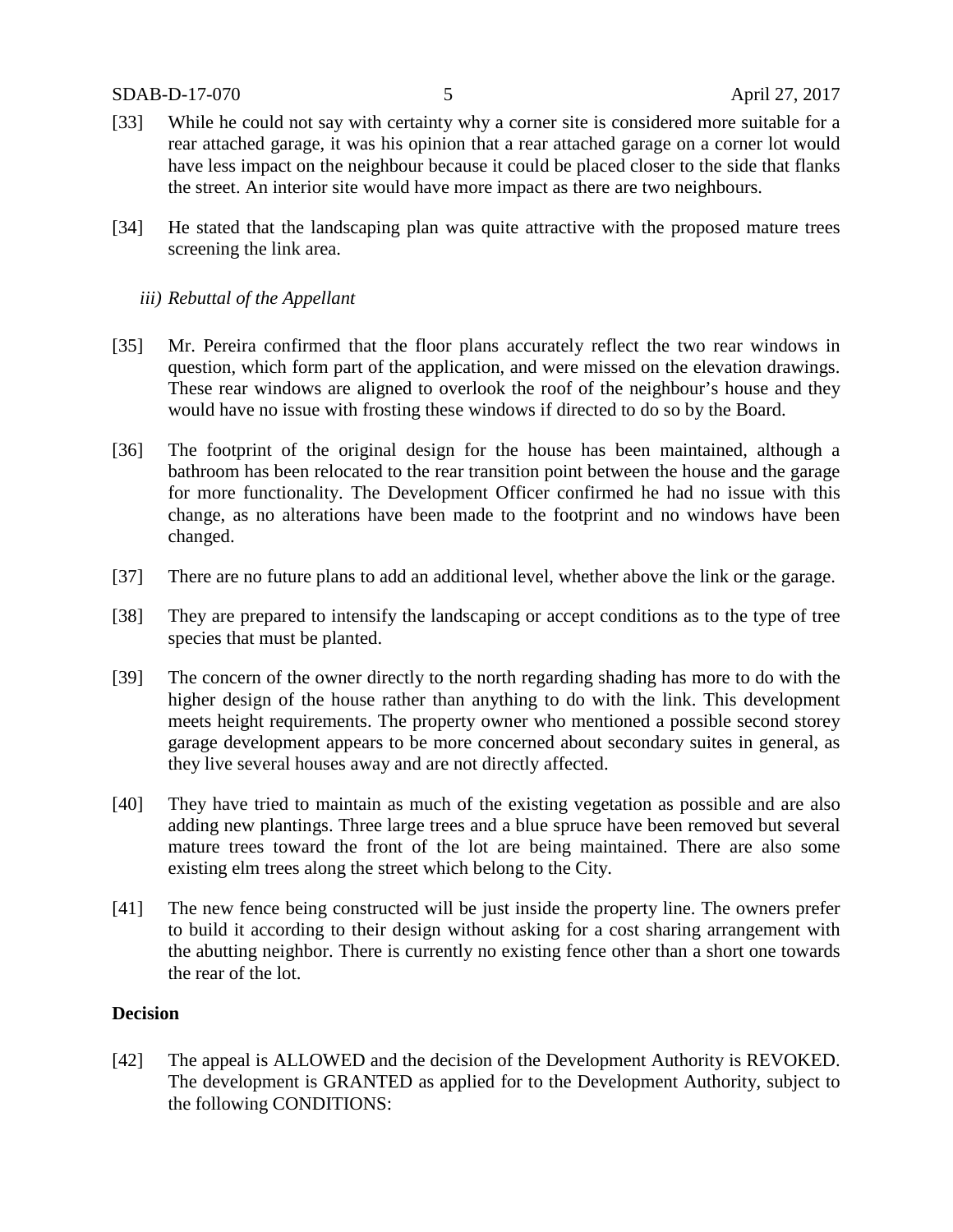[33] While he could not say with certainty why a corner site is considered more suitable for a rear attached garage, it was his opinion that a rear attached garage on a corner lot would have less impact on the neighbour because it could be placed closer to the side that flanks the street. An interior site would have more impact as there are two neighbours.

[34] He stated that the landscaping plan was quite attractive with the proposed mature trees screening the link area.

*iii) Rebuttal of the Appellant*

[35] Mr. Pereira confirmed that the floor plans accurately reflect the two rear windows in question, which form part of the application, and were missed on the elevation drawings. These rear windows are aligned to overlook the roof of the neighbour's house and they would have no issue with frosting these windows if directed to do so by the Board.

[36] The footprint of the original design for the house has been maintained, although a bathroom has been relocated to the rear transition point between the house and the garage for more functionality. The Development Officer confirmed he had no issue with this change, as no alterations have been made to the footprint and no windows have been changed.

[37] There are no future plans to add an additional level, whether above the link or the garage.

[38] They are prepared to intensify the landscaping or accept conditions as to the type of tree species that must be planted.

[39] The concern of the owner directly to the north regarding shading has more to do with the higher design of the house rather than anything to do with the link. This development meets height requirements. The property owner who mentioned a possible second storey garage development appears to be more concerned about secondary suites in general, as they live several houses away and are not directly affected.

[40] They have tried to maintain as much of the existing vegetation as possible and are also adding new plantings. Three large trees and a blue spruce have been removed but several mature trees toward the front of the lot are being maintained. There are also some existing elm trees along the street which belong to the City.

[41] The new fence being constructed will be just inside the property line. The owners prefer to build it according to their design without asking for a cost sharing arrangement with the abutting neighbor. There is currently no existing fence other than a short one towards the rear of the lot.

**Decision**

[42] The appeal is ALLOWED and the decision of the Development Authority is REVOKED. The development is GRANTED as applied for to the Development Authority, subject to the following CONDITIONS: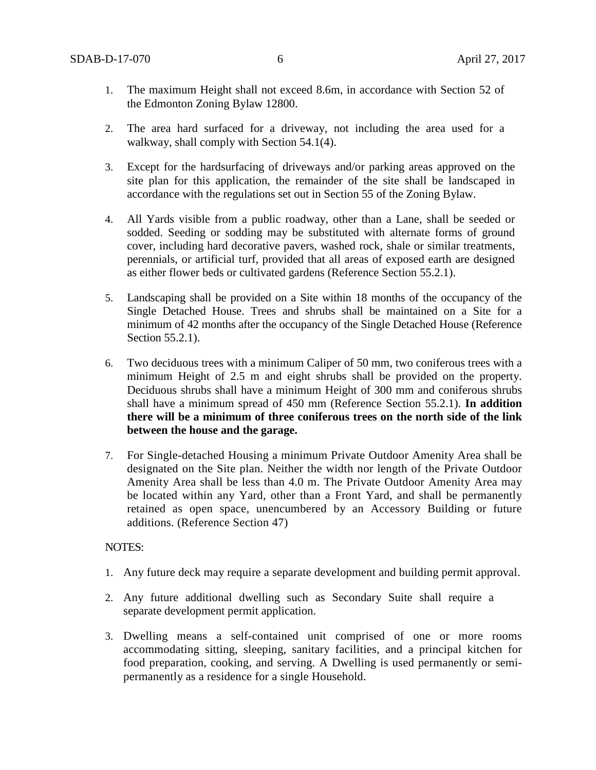1. The maximum Height shall not exceed 8.6m, in accordance with Section 52 of the Edmonton Zoning Bylaw 12800.

2. The area hard surfaced for a driveway, not including the area used for a walkway, shall comply with Section 54.1(4).

3. Except for the hardsurfacing of driveways and/or parking areas approved on the site plan for this application, the remainder of the site shall be landscaped in accordance with the regulations set out in Section 55 of the Zoning Bylaw.

4. All Yards visible from a public roadway, other than a Lane, shall be seeded or sodded. Seeding or sodding may be substituted with alternate forms of ground cover, including hard decorative pavers, washed rock, shale or similar treatments, perennials, or artificial turf, provided that all areas of exposed earth are designed as either flower beds or cultivated gardens (Reference Section 55.2.1).

5. Landscaping shall be provided on a Site within 18 months of the occupancy of the Single Detached House. Trees and shrubs shall be maintained on a Site for a minimum of 42 months after the occupancy of the Single Detached House (Reference Section 55.2.1).

6. Two deciduous trees with a minimum Caliper of 50 mm, two coniferous trees with a minimum Height of 2.5 m and eight shrubs shall be provided on the property. Deciduous shrubs shall have a minimum Height of 300 mm and coniferous shrubs shall have a minimum spread of 450 mm (Reference Section 55.2.1). **In addition there will be a minimum of three coniferous trees on the north side of the link between the house and the garage.**

7. For Single-detached Housing a minimum Private Outdoor Amenity Area shall be designated on the Site plan. Neither the width nor length of the Private Outdoor Amenity Area shall be less than 4.0 m. The Private Outdoor Amenity Area may be located within any Yard, other than a Front Yard, and shall be permanently retained as open space, unencumbered by an Accessory Building or future additions. (Reference Section 47)

NOTES:

1. Any future deck may require a separate development and building permit approval.

2. Any future additional dwelling such as Secondary Suite shall require a separate development permit application.

3. Dwelling means a self-contained unit comprised of one or more rooms accommodating sitting, sleeping, sanitary facilities, and a principal kitchen for food preparation, cooking, and serving. A Dwelling is used permanently or semi-permanently as a residence for a single Household.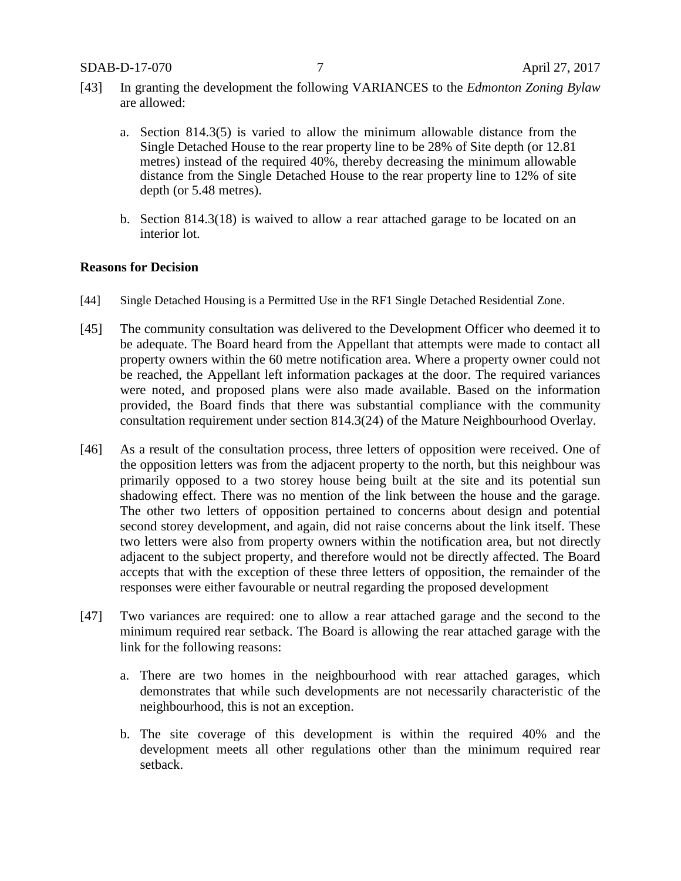[43] In granting the development the following VARIANCES to the *Edmonton Zoning Bylaw* are allowed:

a. Section 814.3(5) is varied to allow the minimum allowable distance from the Single Detached House to the rear property line to be 28% of Site depth (or 12.81 metres) instead of the required 40%, thereby decreasing the minimum allowable distance from the Single Detached House to the rear property line to 12% of site depth (or 5.48 metres).

b. Section 814.3(18) is waived to allow a rear attached garage to be located on an interior lot.

**Reasons for Decision**

[44] Single Detached Housing is a Permitted Use in the RF1 Single Detached Residential Zone.

[45] The community consultation was delivered to the Development Officer who deemed it to be adequate. The Board heard from the Appellant that attempts were made to contact all property owners within the 60 metre notification area. Where a property owner could not be reached, the Appellant left information packages at the door. The required variances were noted, and proposed plans were also made available. Based on the information provided, the Board finds that there was substantial compliance with the community consultation requirement under section 814.3(24) of the Mature Neighbourhood Overlay.

[46] As a result of the consultation process, three letters of opposition were received. One of the opposition letters was from the adjacent property to the north, but this neighbour was primarily opposed to a two storey house being built at the site and its potential sun shadowing effect. There was no mention of the link between the house and the garage. The other two letters of opposition pertained to concerns about design and potential second storey development, and again, did not raise concerns about the link itself. These two letters were also from property owners within the notification area, but not directly adjacent to the subject property, and therefore would not be directly affected. The Board accepts that with the exception of these three letters of opposition, the remainder of the responses were either favourable or neutral regarding the proposed development

[47] Two variances are required: one to allow a rear attached garage and the second to the minimum required rear setback. The Board is allowing the rear attached garage with the link for the following reasons:

a. There are two homes in the neighbourhood with rear attached garages, which demonstrates that while such developments are not necessarily characteristic of the neighbourhood, this is not an exception.

b. The site coverage of this development is within the required 40% and the development meets all other regulations other than the minimum required rear setback.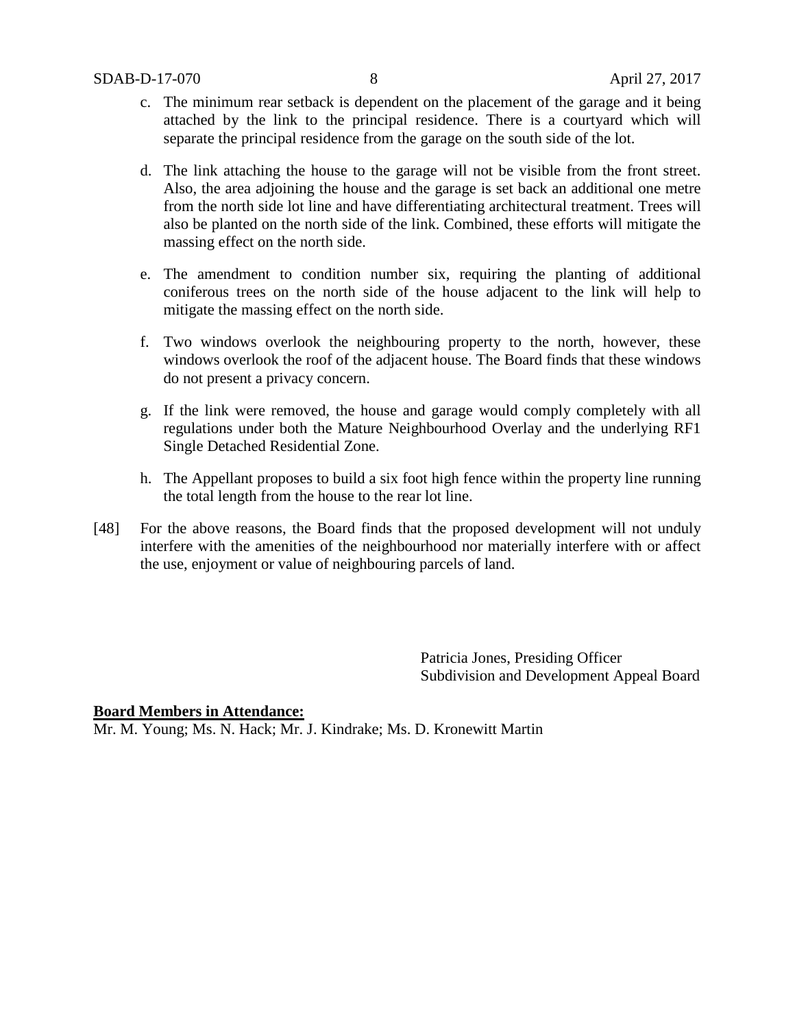c. The minimum rear setback is dependent on the placement of the garage and it being attached by the link to the principal residence. There is a courtyard which will separate the principal residence from the garage on the south side of the lot.

d. The link attaching the house to the garage will not be visible from the front street. Also, the area adjoining the house and the garage is set back an additional one metre from the north side lot line and have differentiating architectural treatment. Trees will also be planted on the north side of the link. Combined, these efforts will mitigate the massing effect on the north side.

e. The amendment to condition number six, requiring the planting of additional coniferous trees on the north side of the house adjacent to the link will help to mitigate the massing effect on the north side.

f. Two windows overlook the neighbouring property to the north, however, these windows overlook the roof of the adjacent house. The Board finds that these windows do not present a privacy concern.

g. If the link were removed, the house and garage would comply completely with all regulations under both the Mature Neighbourhood Overlay and the underlying RF1 Single Detached Residential Zone.

h. The Appellant proposes to build a six foot high fence within the property line running the total length from the house to the rear lot line.

[48] For the above reasons, the Board finds that the proposed development will not unduly interfere with the amenities of the neighbourhood nor materially interfere with or affect the use, enjoyment or value of neighbouring parcels of land.

Patricia Jones, Presiding Officer
Subdivision and Development Appeal Board

**Board Members in Attendance:**
Mr. M. Young; Ms. N. Hack; Mr. J. Kindrake; Ms. D. Kronewitt Martin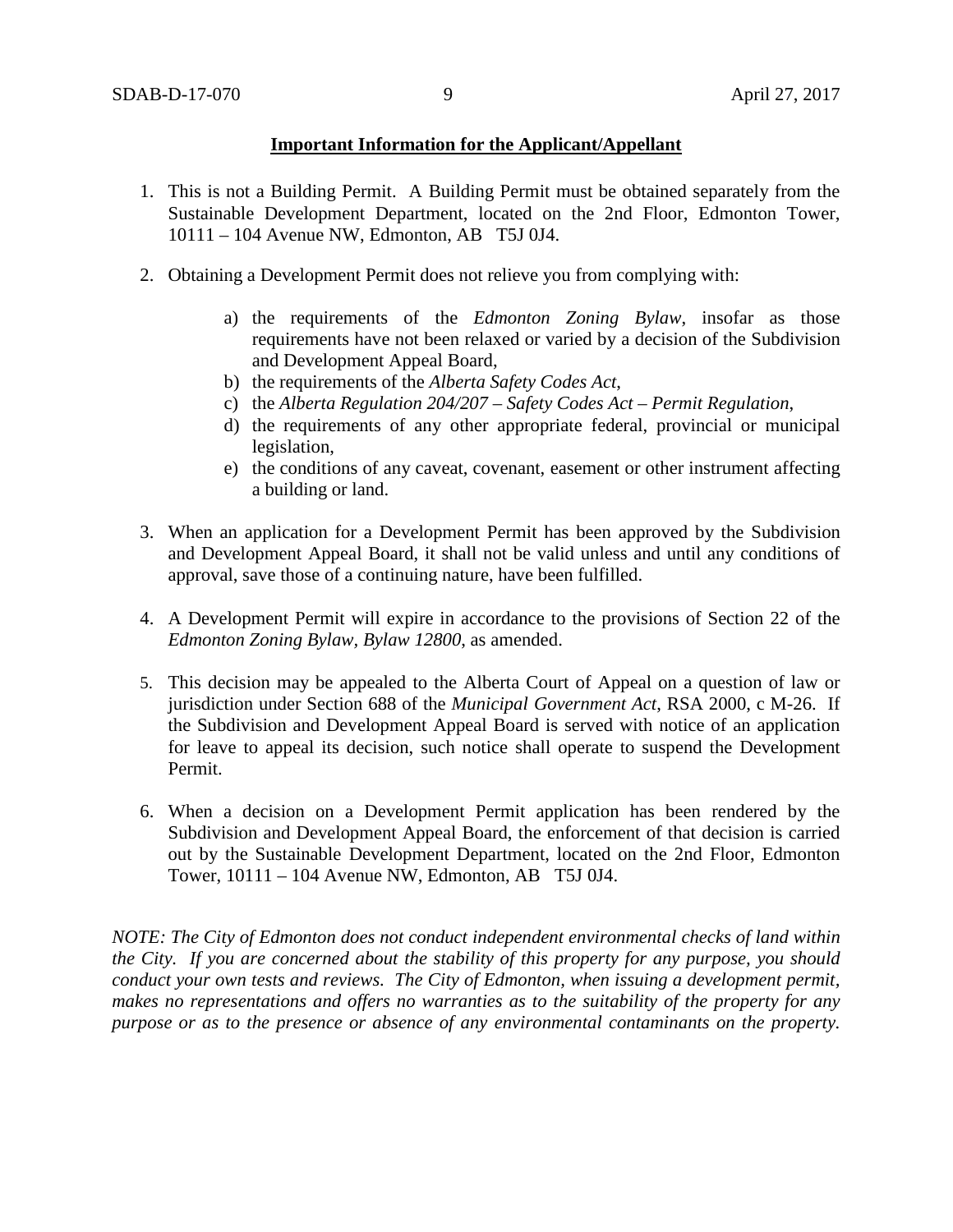**Important Information for the Applicant/Appellant**

1. This is not a Building Permit. A Building Permit must be obtained separately from the Sustainable Development Department, located on the 2nd Floor, Edmonton Tower, 10111 – 104 Avenue NW, Edmonton, AB T5J 0J4.

2. Obtaining a Development Permit does not relieve you from complying with:

    a) the requirements of the *Edmonton Zoning Bylaw*, insofar as those requirements have not been relaxed or varied by a decision of the Subdivision and Development Appeal Board,
    b) the requirements of the *Alberta Safety Codes Act*,
    c) the *Alberta Regulation 204/207 – Safety Codes Act – Permit Regulation*,
    d) the requirements of any other appropriate federal, provincial or municipal legislation,
    e) the conditions of any caveat, covenant, easement or other instrument affecting a building or land.

3. When an application for a Development Permit has been approved by the Subdivision and Development Appeal Board, it shall not be valid unless and until any conditions of approval, save those of a continuing nature, have been fulfilled.

4. A Development Permit will expire in accordance to the provisions of Section 22 of the *Edmonton Zoning Bylaw, Bylaw 12800*, as amended.

5. This decision may be appealed to the Alberta Court of Appeal on a question of law or jurisdiction under Section 688 of the *Municipal Government Act*, RSA 2000, c M-26. If the Subdivision and Development Appeal Board is served with notice of an application for leave to appeal its decision, such notice shall operate to suspend the Development Permit.

6. When a decision on a Development Permit application has been rendered by the Subdivision and Development Appeal Board, the enforcement of that decision is carried out by the Sustainable Development Department, located on the 2nd Floor, Edmonton Tower, 10111 – 104 Avenue NW, Edmonton, AB T5J 0J4.

*NOTE: The City of Edmonton does not conduct independent environmental checks of land within the City. If you are concerned about the stability of this property for any purpose, you should conduct your own tests and reviews. The City of Edmonton, when issuing a development permit, makes no representations and offers no warranties as to the suitability of the property for any purpose or as to the presence or absence of any environmental contaminants on the property.*